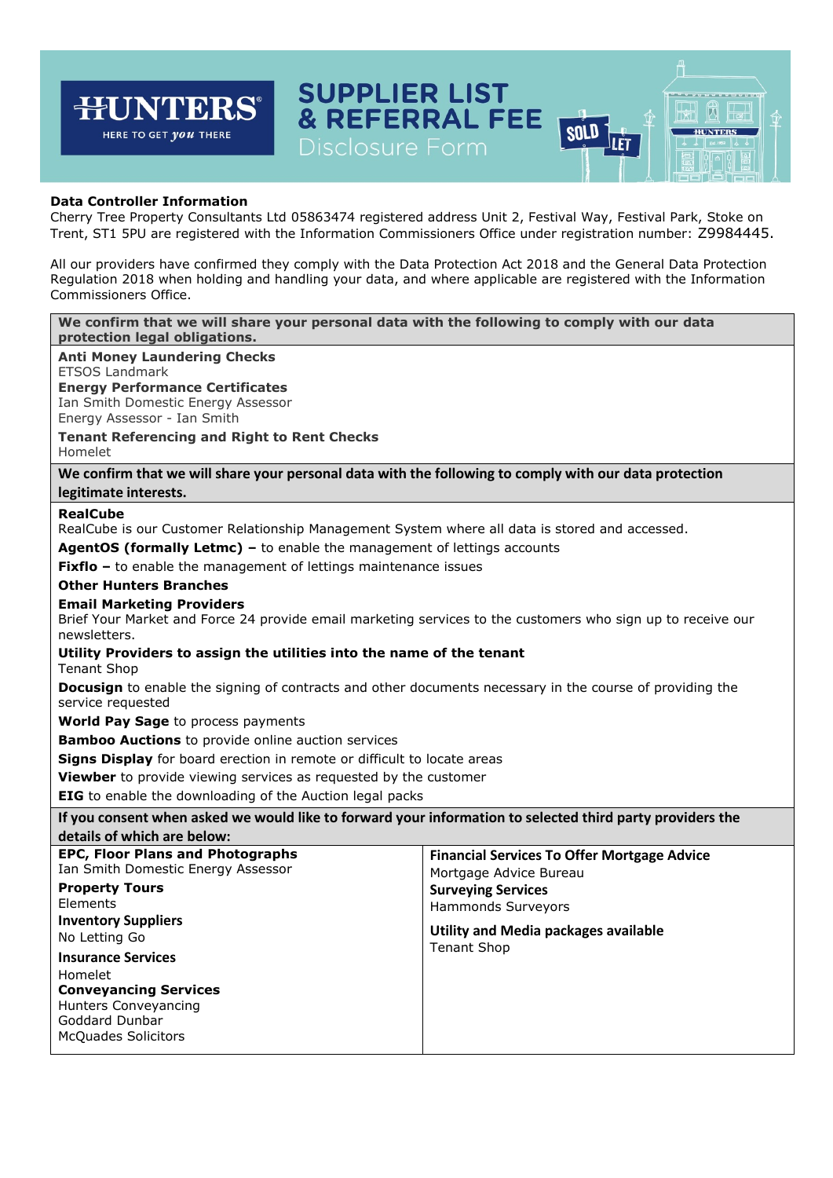# HUNTERS

HERE TO GET *you* THERE

# SUPPLIER LIST & REFERRAL FEE

## Disclosure Form

**Data Controller Information**

Cherry Tree Property Consultants Ltd 05863474 registered address Unit 2, Festival Way, Festival Park, Stoke on Trent, ST1 5PU are registered with the Information Commissioners Office under registration number: Z9984445.

All our providers have confirmed they comply with the Data Protection Act 2018 and the General Data Protection Regulation 2018 when holding and handling your data, and where applicable are registered with the Information Commissioners Office.

**We confirm that we will share your personal data with the following to comply with our data protection legal obligations.**

**Anti Money Laundering Checks**
ETSOS Landmark

**Energy Performance Certificates**
Ian Smith Domestic Energy Assessor
Energy Assessor - Ian Smith

**Tenant Referencing and Right to Rent Checks**
Homelet

**We confirm that we will share your personal data with the following to comply with our data protection legitimate interests.**

**RealCube**
RealCube is our Customer Relationship Management System where all data is stored and accessed.

**AgentOS (formally Letmc) –** to enable the management of lettings accounts

**Fixflo –** to enable the management of lettings maintenance issues

**Other Hunters Branches**

**Email Marketing Providers**
Brief Your Market and Force 24 provide email marketing services to the customers who sign up to receive our newsletters.

**Utility Providers to assign the utilities into the name of the tenant**
Tenant Shop

**Docusign** to enable the signing of contracts and other documents necessary in the course of providing the service requested

**World Pay Sage** to process payments

**Bamboo Auctions** to provide online auction services

**Signs Display** for board erection in remote or difficult to locate areas

**Viewber** to provide viewing services as requested by the customer

**EIG** to enable the downloading of the Auction legal packs

**If you consent when asked we would like to forward your information to selected third party providers the details of which are below:**

**EPC, Floor Plans and Photographs**
Ian Smith Domestic Energy Assessor

**Property Tours**
Elements

**Inventory Suppliers**
No Letting Go

**Insurance Services**
Homelet

**Conveyancing Services**
Hunters Conveyancing
Goddard Dunbar
McQuades Solicitors

**Financial Services To Offer Mortgage Advice**
Mortgage Advice Bureau

**Surveying Services**
Hammonds Surveyors

**Utility and Media packages available**
Tenant Shop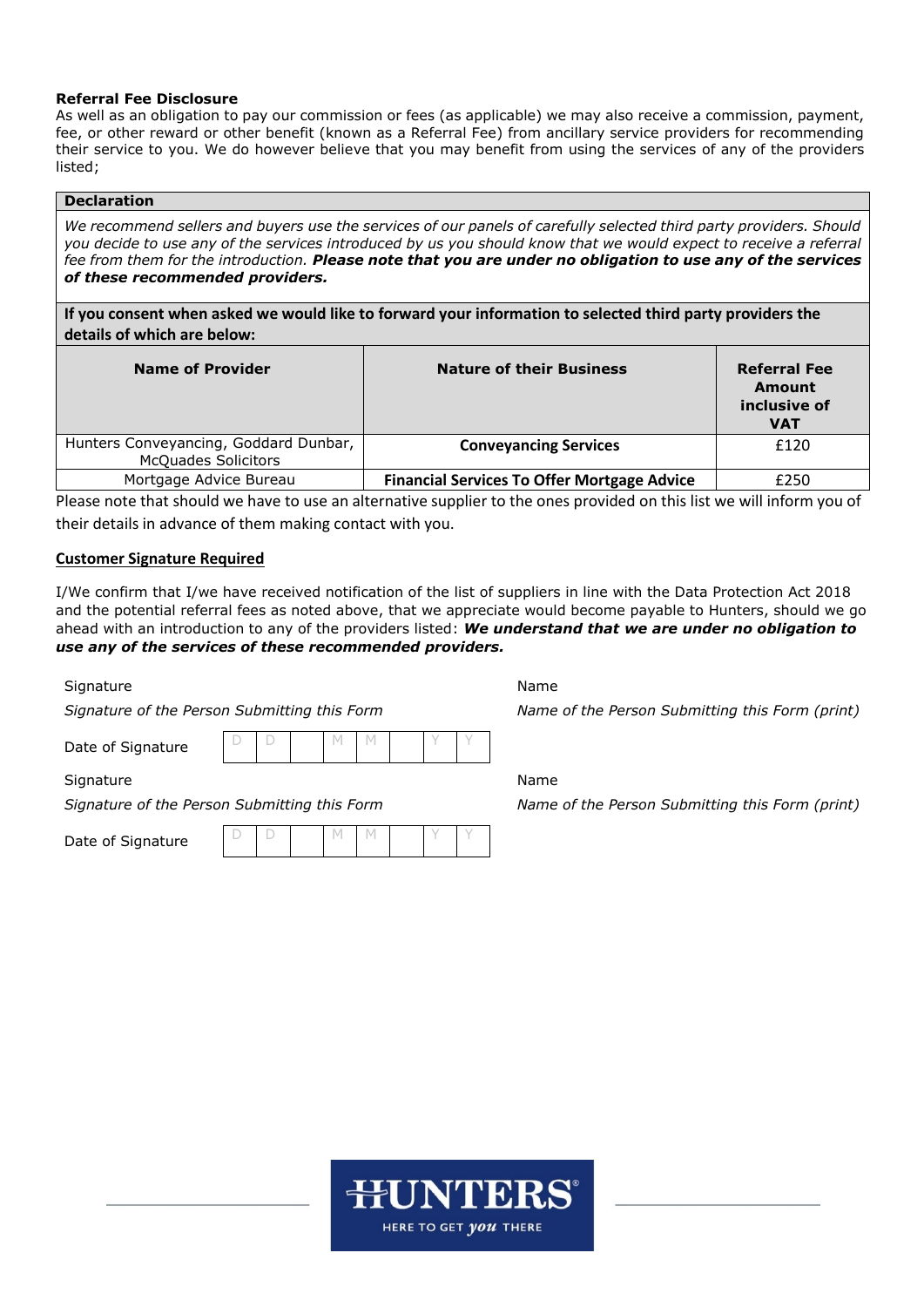**Referral Fee Disclosure**

As well as an obligation to pay our commission or fees (as applicable) we may also receive a commission, payment, fee, or other reward or other benefit (known as a Referral Fee) from ancillary service providers for recommending their service to you. We do however believe that you may benefit from using the services of any of the providers listed;

**Declaration**

*We recommend sellers and buyers use the services of our panels of carefully selected third party providers. Should you decide to use any of the services introduced by us you should know that we would expect to receive a referral fee from them for the introduction.* ***Please note that you are under no obligation to use any of the services of these recommended providers.***

**If you consent when asked we would like to forward your information to selected third party providers the details of which are below:**

| Name of Provider | Nature of their Business | Referral Fee Amount inclusive of VAT |
|---|---|---|
| Hunters Conveyancing, Goddard Dunbar, McQuades Solicitors | **Conveyancing Services** | £120 |
| Mortgage Advice Bureau | **Financial Services To Offer Mortgage Advice** | £250 |

Please note that should we have to use an alternative supplier to the ones provided on this list we will inform you of their details in advance of them making contact with you.

**Customer Signature Required**

I/We confirm that I/we have received notification of the list of suppliers in line with the Data Protection Act 2018 and the potential referral fees as noted above, that we appreciate would become payable to Hunters, should we go ahead with an introduction to any of the providers listed: ***We understand that we are under no obligation to use any of the services of these recommended providers.***

Signature

*Signature of the Person Submitting this Form*

Name

*Name of the Person Submitting this Form (print)*

Date of Signature D D / M M / Y Y

Signature

*Signature of the Person Submitting this Form*

Name

*Name of the Person Submitting this Form (print)*

Date of Signature D D / M M / Y Y

HUNTERS®
HERE TO GET *you* THERE